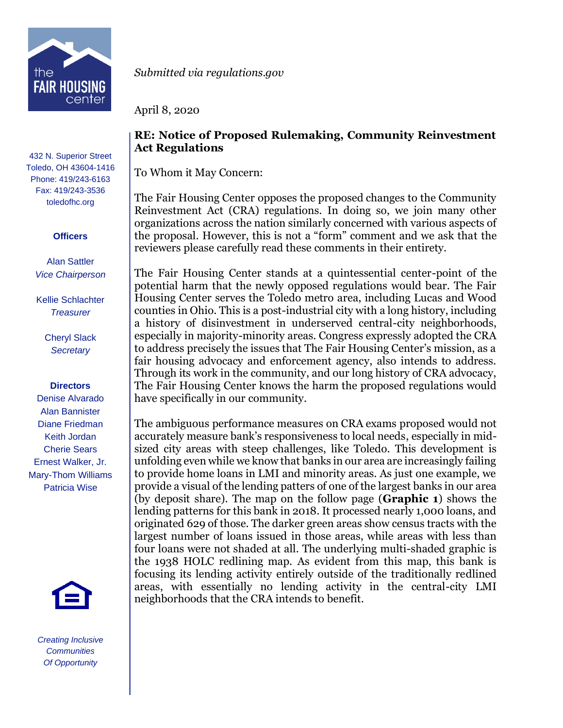**the FAIR HOUSING center**

432 N. Superior Street
Toledo, OH 43604-1416
Phone: 419/243-6163
Fax: 419/243-3536
toledofhc.org

**Officers**

Alan Sattler
*Vice Chairperson*

Kellie Schlachter
*Treasurer*

Cheryl Slack
*Secretary*

**Directors**

Denise Alvarado
Alan Bannister
Diane Friedman
Keith Jordan
Cherie Sears
Ernest Walker, Jr.
Mary-Thom Williams
Patricia Wise

*Creating Inclusive Communities Of Opportunity*

*Submitted via regulations.gov*

April 8, 2020

**RE: Notice of Proposed Rulemaking, Community Reinvestment Act Regulations**

To Whom it May Concern:

The Fair Housing Center opposes the proposed changes to the Community Reinvestment Act (CRA) regulations. In doing so, we join many other organizations across the nation similarly concerned with various aspects of the proposal. However, this is not a "form" comment and we ask that the reviewers please carefully read these comments in their entirety.

The Fair Housing Center stands at a quintessential center-point of the potential harm that the newly opposed regulations would bear. The Fair Housing Center serves the Toledo metro area, including Lucas and Wood counties in Ohio. This is a post-industrial city with a long history, including a history of disinvestment in underserved central-city neighborhoods, especially in majority-minority areas. Congress expressly adopted the CRA to address precisely the issues that The Fair Housing Center's mission, as a fair housing advocacy and enforcement agency, also intends to address. Through its work in the community, and our long history of CRA advocacy, The Fair Housing Center knows the harm the proposed regulations would have specifically in our community.

The ambiguous performance measures on CRA exams proposed would not accurately measure bank's responsiveness to local needs, especially in mid-sized city areas with steep challenges, like Toledo. This development is unfolding even while we know that banks in our area are increasingly failing to provide home loans in LMI and minority areas. As just one example, we provide a visual of the lending patters of one of the largest banks in our area (by deposit share). The map on the follow page (**Graphic 1**) shows the lending patterns for this bank in 2018. It processed nearly 1,000 loans, and originated 629 of those. The darker green areas show census tracts with the largest number of loans issued in those areas, while areas with less than four loans were not shaded at all. The underlying multi-shaded graphic is the 1938 HOLC redlining map. As evident from this map, this bank is focusing its lending activity entirely outside of the traditionally redlined areas, with essentially no lending activity in the central-city LMI neighborhoods that the CRA intends to benefit.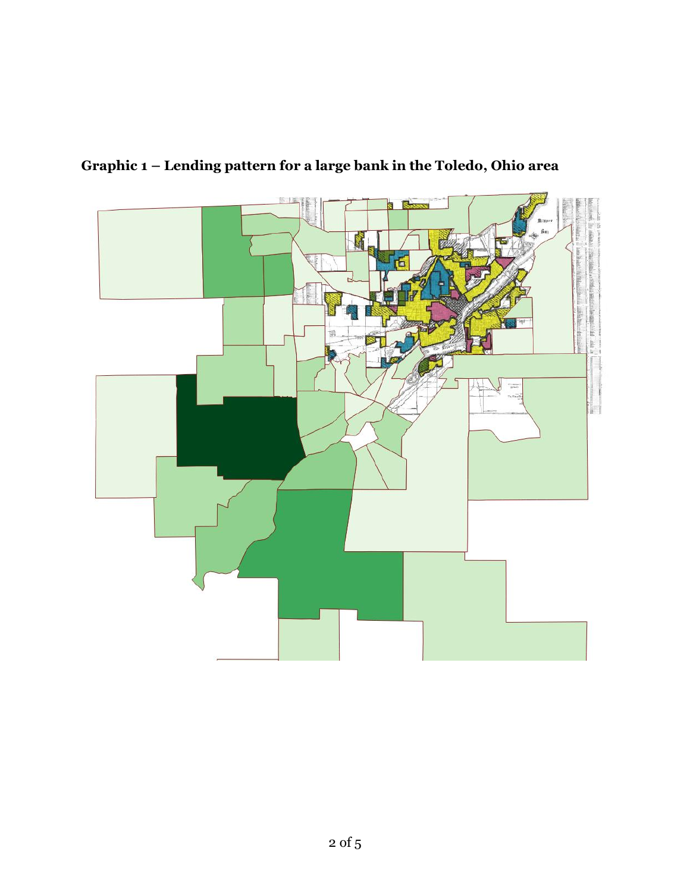**Graphic 1 – Lending pattern for a large bank in the Toledo, Ohio area**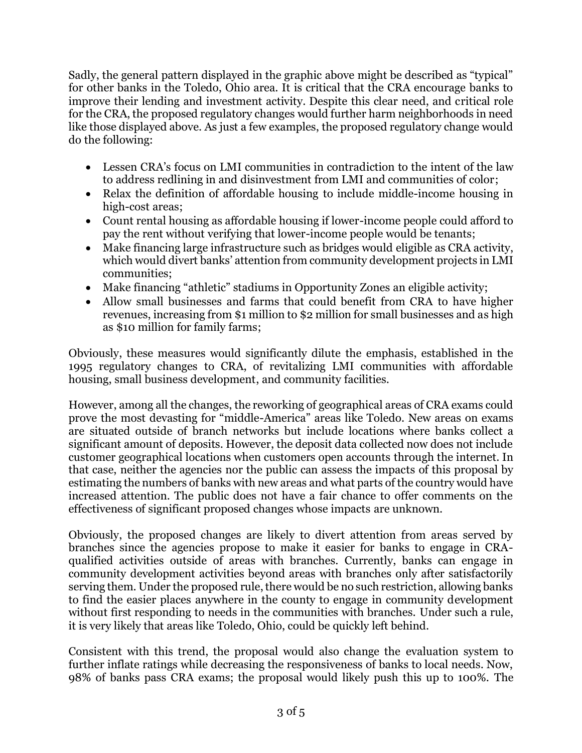Sadly, the general pattern displayed in the graphic above might be described as "typical" for other banks in the Toledo, Ohio area. It is critical that the CRA encourage banks to improve their lending and investment activity. Despite this clear need, and critical role for the CRA, the proposed regulatory changes would further harm neighborhoods in need like those displayed above. As just a few examples, the proposed regulatory change would do the following:

- Lessen CRA's focus on LMI communities in contradiction to the intent of the law to address redlining in and disinvestment from LMI and communities of color;
- Relax the definition of affordable housing to include middle-income housing in high-cost areas;
- Count rental housing as affordable housing if lower-income people could afford to pay the rent without verifying that lower-income people would be tenants;
- Make financing large infrastructure such as bridges would eligible as CRA activity, which would divert banks' attention from community development projects in LMI communities;
- Make financing "athletic" stadiums in Opportunity Zones an eligible activity;
- Allow small businesses and farms that could benefit from CRA to have higher revenues, increasing from $1 million to $2 million for small businesses and as high as $10 million for family farms;

Obviously, these measures would significantly dilute the emphasis, established in the 1995 regulatory changes to CRA, of revitalizing LMI communities with affordable housing, small business development, and community facilities.

However, among all the changes, the reworking of geographical areas of CRA exams could prove the most devasting for "middle-America" areas like Toledo. New areas on exams are situated outside of branch networks but include locations where banks collect a significant amount of deposits. However, the deposit data collected now does not include customer geographical locations when customers open accounts through the internet. In that case, neither the agencies nor the public can assess the impacts of this proposal by estimating the numbers of banks with new areas and what parts of the country would have increased attention. The public does not have a fair chance to offer comments on the effectiveness of significant proposed changes whose impacts are unknown.

Obviously, the proposed changes are likely to divert attention from areas served by branches since the agencies propose to make it easier for banks to engage in CRA-qualified activities outside of areas with branches. Currently, banks can engage in community development activities beyond areas with branches only after satisfactorily serving them. Under the proposed rule, there would be no such restriction, allowing banks to find the easier places anywhere in the county to engage in community development without first responding to needs in the communities with branches. Under such a rule, it is very likely that areas like Toledo, Ohio, could be quickly left behind.

Consistent with this trend, the proposal would also change the evaluation system to further inflate ratings while decreasing the responsiveness of banks to local needs. Now, 98% of banks pass CRA exams; the proposal would likely push this up to 100%. The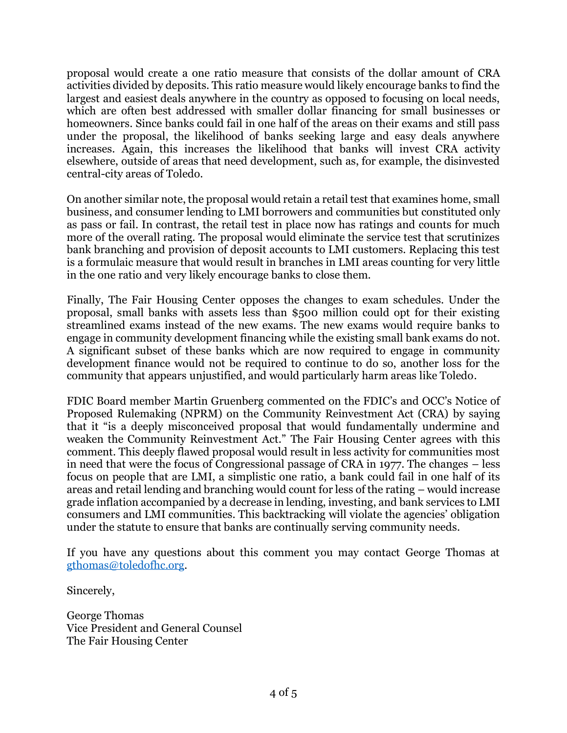proposal would create a one ratio measure that consists of the dollar amount of CRA activities divided by deposits. This ratio measure would likely encourage banks to find the largest and easiest deals anywhere in the country as opposed to focusing on local needs, which are often best addressed with smaller dollar financing for small businesses or homeowners. Since banks could fail in one half of the areas on their exams and still pass under the proposal, the likelihood of banks seeking large and easy deals anywhere increases. Again, this increases the likelihood that banks will invest CRA activity elsewhere, outside of areas that need development, such as, for example, the disinvested central-city areas of Toledo.

On another similar note, the proposal would retain a retail test that examines home, small business, and consumer lending to LMI borrowers and communities but constituted only as pass or fail. In contrast, the retail test in place now has ratings and counts for much more of the overall rating. The proposal would eliminate the service test that scrutinizes bank branching and provision of deposit accounts to LMI customers. Replacing this test is a formulaic measure that would result in branches in LMI areas counting for very little in the one ratio and very likely encourage banks to close them.

Finally, The Fair Housing Center opposes the changes to exam schedules. Under the proposal, small banks with assets less than $500 million could opt for their existing streamlined exams instead of the new exams. The new exams would require banks to engage in community development financing while the existing small bank exams do not. A significant subset of these banks which are now required to engage in community development finance would not be required to continue to do so, another loss for the community that appears unjustified, and would particularly harm areas like Toledo.

FDIC Board member Martin Gruenberg commented on the FDIC's and OCC's Notice of Proposed Rulemaking (NPRM) on the Community Reinvestment Act (CRA) by saying that it "is a deeply misconceived proposal that would fundamentally undermine and weaken the Community Reinvestment Act." The Fair Housing Center agrees with this comment. This deeply flawed proposal would result in less activity for communities most in need that were the focus of Congressional passage of CRA in 1977. The changes – less focus on people that are LMI, a simplistic one ratio, a bank could fail in one half of its areas and retail lending and branching would count for less of the rating – would increase grade inflation accompanied by a decrease in lending, investing, and bank services to LMI consumers and LMI communities. This backtracking will violate the agencies' obligation under the statute to ensure that banks are continually serving community needs.

If you have any questions about this comment you may contact George Thomas at gthomas@toledofhc.org.

Sincerely,

George Thomas
Vice President and General Counsel
The Fair Housing Center